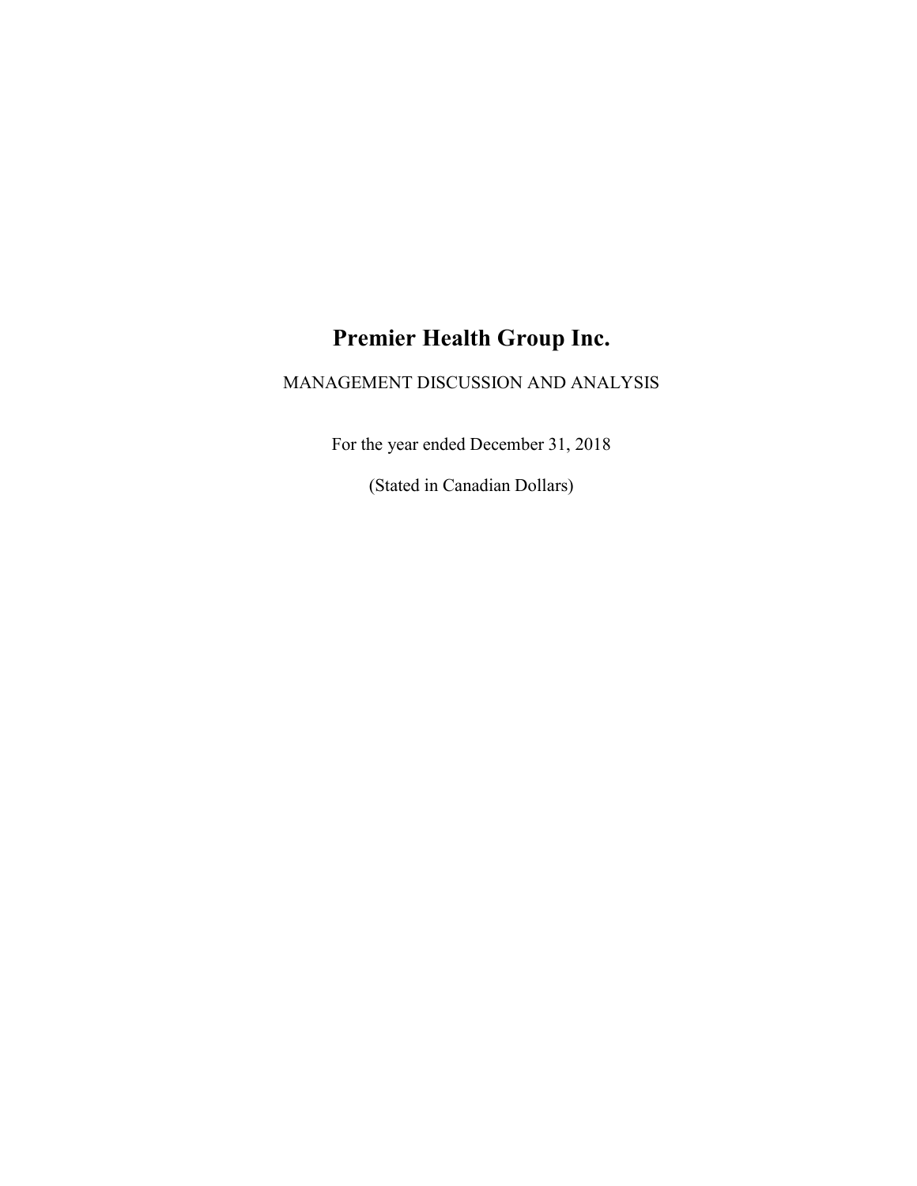# Premier Health Group Inc.

MANAGEMENT DISCUSSION AND ANALYSIS

For the year ended December 31, 2018

(Stated in Canadian Dollars)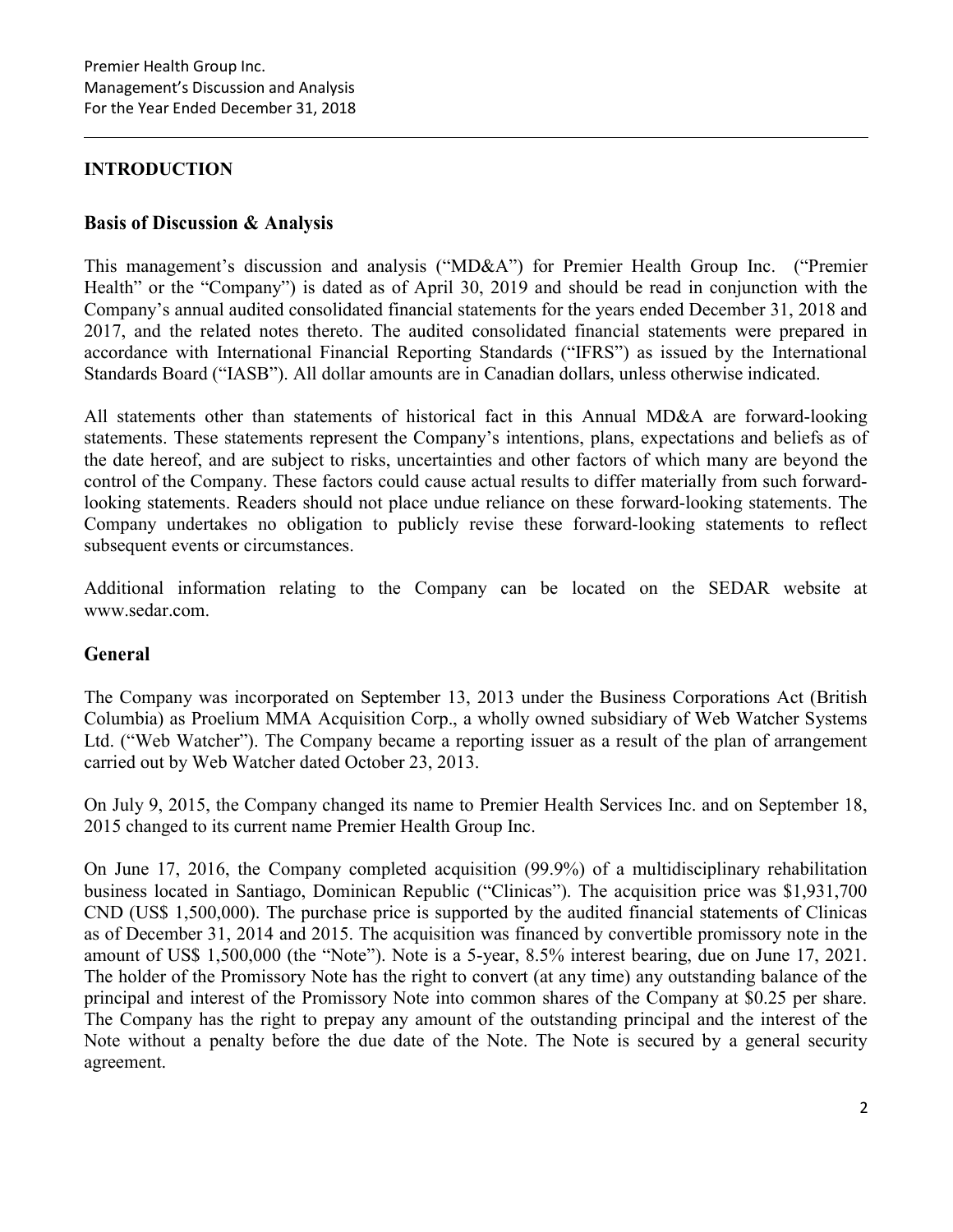# INTRODUCTION

## Basis of Discussion & Analysis

This management's discussion and analysis ("MD&A") for Premier Health Group Inc. ("Premier Health" or the "Company") is dated as of April 30, 2019 and should be read in conjunction with the Company's annual audited consolidated financial statements for the years ended December 31, 2018 and 2017, and the related notes thereto. The audited consolidated financial statements were prepared in accordance with International Financial Reporting Standards ("IFRS") as issued by the International Standards Board ("IASB"). All dollar amounts are in Canadian dollars, unless otherwise indicated.

All statements other than statements of historical fact in this Annual MD&A are forward-looking statements. These statements represent the Company's intentions, plans, expectations and beliefs as of the date hereof, and are subject to risks, uncertainties and other factors of which many are beyond the control of the Company. These factors could cause actual results to differ materially from such forward-looking statements. Readers should not place undue reliance on these forward-looking statements. The Company undertakes no obligation to publicly revise these forward-looking statements to reflect subsequent events or circumstances.

Additional information relating to the Company can be located on the SEDAR website at www.sedar.com.

## General

The Company was incorporated on September 13, 2013 under the Business Corporations Act (British Columbia) as Proelium MMA Acquisition Corp., a wholly owned subsidiary of Web Watcher Systems Ltd. ("Web Watcher"). The Company became a reporting issuer as a result of the plan of arrangement carried out by Web Watcher dated October 23, 2013.

On July 9, 2015, the Company changed its name to Premier Health Services Inc. and on September 18, 2015 changed to its current name Premier Health Group Inc.

On June 17, 2016, the Company completed acquisition (99.9%) of a multidisciplinary rehabilitation business located in Santiago, Dominican Republic ("Clinicas"). The acquisition price was $1,931,700 CND (US$ 1,500,000). The purchase price is supported by the audited financial statements of Clinicas as of December 31, 2014 and 2015. The acquisition was financed by convertible promissory note in the amount of US$ 1,500,000 (the "Note"). Note is a 5-year, 8.5% interest bearing, due on June 17, 2021. The holder of the Promissory Note has the right to convert (at any time) any outstanding balance of the principal and interest of the Promissory Note into common shares of the Company at $0.25 per share. The Company has the right to prepay any amount of the outstanding principal and the interest of the Note without a penalty before the due date of the Note. The Note is secured by a general security agreement.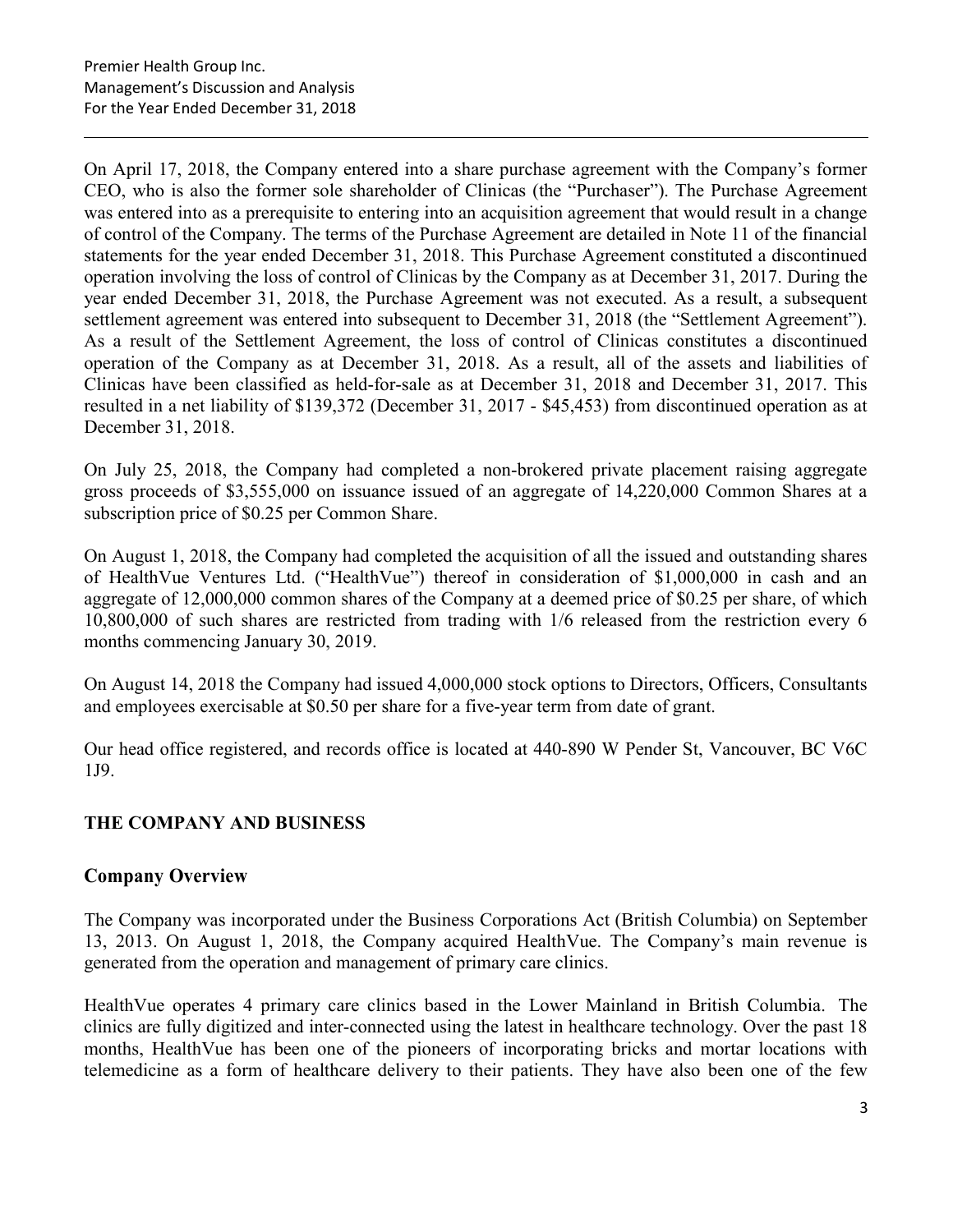On April 17, 2018, the Company entered into a share purchase agreement with the Company's former CEO, who is also the former sole shareholder of Clinicas (the "Purchaser"). The Purchase Agreement was entered into as a prerequisite to entering into an acquisition agreement that would result in a change of control of the Company. The terms of the Purchase Agreement are detailed in Note 11 of the financial statements for the year ended December 31, 2018. This Purchase Agreement constituted a discontinued operation involving the loss of control of Clinicas by the Company as at December 31, 2017. During the year ended December 31, 2018, the Purchase Agreement was not executed. As a result, a subsequent settlement agreement was entered into subsequent to December 31, 2018 (the "Settlement Agreement"). As a result of the Settlement Agreement, the loss of control of Clinicas constitutes a discontinued operation of the Company as at December 31, 2018. As a result, all of the assets and liabilities of Clinicas have been classified as held-for-sale as at December 31, 2018 and December 31, 2017. This resulted in a net liability of $139,372 (December 31, 2017 - $45,453) from discontinued operation as at December 31, 2018.

On July 25, 2018, the Company had completed a non-brokered private placement raising aggregate gross proceeds of $3,555,000 on issuance issued of an aggregate of 14,220,000 Common Shares at a subscription price of $0.25 per Common Share.

On August 1, 2018, the Company had completed the acquisition of all the issued and outstanding shares of HealthVue Ventures Ltd. ("HealthVue") thereof in consideration of $1,000,000 in cash and an aggregate of 12,000,000 common shares of the Company at a deemed price of $0.25 per share, of which 10,800,000 of such shares are restricted from trading with 1/6 released from the restriction every 6 months commencing January 30, 2019.

On August 14, 2018 the Company had issued 4,000,000 stock options to Directors, Officers, Consultants and employees exercisable at $0.50 per share for a five-year term from date of grant.

Our head office registered, and records office is located at 440-890 W Pender St, Vancouver, BC V6C 1J9.

## THE COMPANY AND BUSINESS

### Company Overview

The Company was incorporated under the Business Corporations Act (British Columbia) on September 13, 2013. On August 1, 2018, the Company acquired HealthVue. The Company's main revenue is generated from the operation and management of primary care clinics.

HealthVue operates 4 primary care clinics based in the Lower Mainland in British Columbia. The clinics are fully digitized and inter-connected using the latest in healthcare technology. Over the past 18 months, HealthVue has been one of the pioneers of incorporating bricks and mortar locations with telemedicine as a form of healthcare delivery to their patients. They have also been one of the few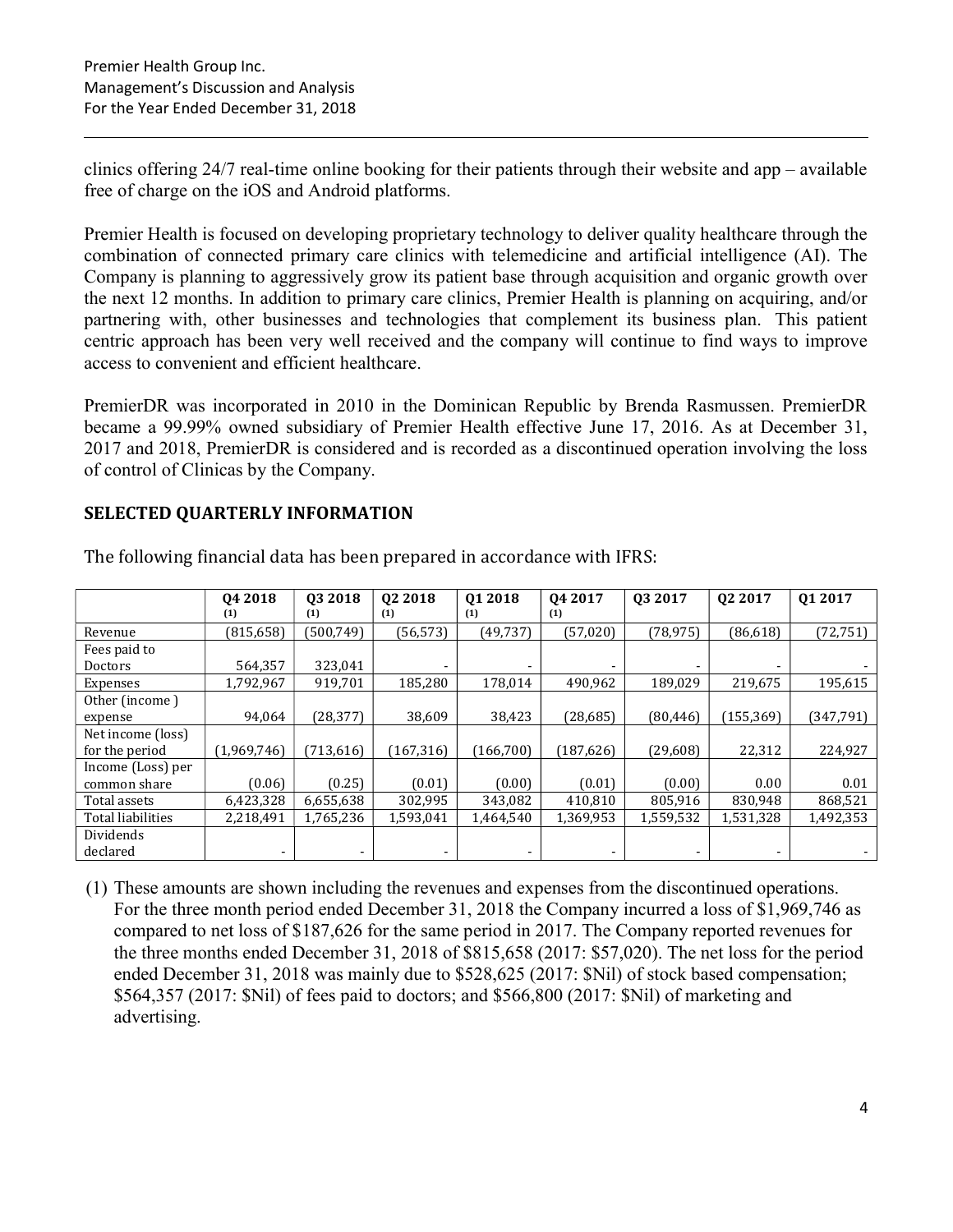clinics offering 24/7 real-time online booking for their patients through their website and app – available free of charge on the iOS and Android platforms.

Premier Health is focused on developing proprietary technology to deliver quality healthcare through the combination of connected primary care clinics with telemedicine and artificial intelligence (AI). The Company is planning to aggressively grow its patient base through acquisition and organic growth over the next 12 months. In addition to primary care clinics, Premier Health is planning on acquiring, and/or partnering with, other businesses and technologies that complement its business plan. This patient centric approach has been very well received and the company will continue to find ways to improve access to convenient and efficient healthcare.

PremierDR was incorporated in 2010 in the Dominican Republic by Brenda Rasmussen. PremierDR became a 99.99% owned subsidiary of Premier Health effective June 17, 2016. As at December 31, 2017 and 2018, PremierDR is considered and is recorded as a discontinued operation involving the loss of control of Clinicas by the Company.

## SELECTED QUARTERLY INFORMATION

The following financial data has been prepared in accordance with IFRS:

| | Q4 2018 (1) | Q3 2018 (1) | Q2 2018 (1) | Q1 2018 (1) | Q4 2017 (1) | Q3 2017 | Q2 2017 | Q1 2017 |
|---|---|---|---|---|---|---|---|---|
| Revenue | (815,658) | (500,749) | (56,573) | (49,737) | (57,020) | (78,975) | (86,618) | (72,751) |
| Fees paid to Doctors | 564,357 | 323,041 | - | - | - | - | - | - |
| Expenses | 1,792,967 | 919,701 | 185,280 | 178,014 | 490,962 | 189,029 | 219,675 | 195,615 |
| Other (income ) expense | 94,064 | (28,377) | 38,609 | 38,423 | (28,685) | (80,446) | (155,369) | (347,791) |
| Net income (loss) for the period | (1,969,746) | (713,616) | (167,316) | (166,700) | (187,626) | (29,608) | 22,312 | 224,927 |
| Income (Loss) per common share | (0.06) | (0.25) | (0.01) | (0.00) | (0.01) | (0.00) | 0.00 | 0.01 |
| Total assets | 6,423,328 | 6,655,638 | 302,995 | 343,082 | 410,810 | 805,916 | 830,948 | 868,521 |
| Total liabilities | 2,218,491 | 1,765,236 | 1,593,041 | 1,464,540 | 1,369,953 | 1,559,532 | 1,531,328 | 1,492,353 |
| Dividends declared | - | - | - | - | - | - | - | - |

(1) These amounts are shown including the revenues and expenses from the discontinued operations. For the three month period ended December 31, 2018 the Company incurred a loss of $1,969,746 as compared to net loss of $187,626 for the same period in 2017. The Company reported revenues for the three months ended December 31, 2018 of $815,658 (2017: $57,020). The net loss for the period ended December 31, 2018 was mainly due to $528,625 (2017: $Nil) of stock based compensation; $564,357 (2017: $Nil) of fees paid to doctors; and $566,800 (2017: $Nil) of marketing and advertising.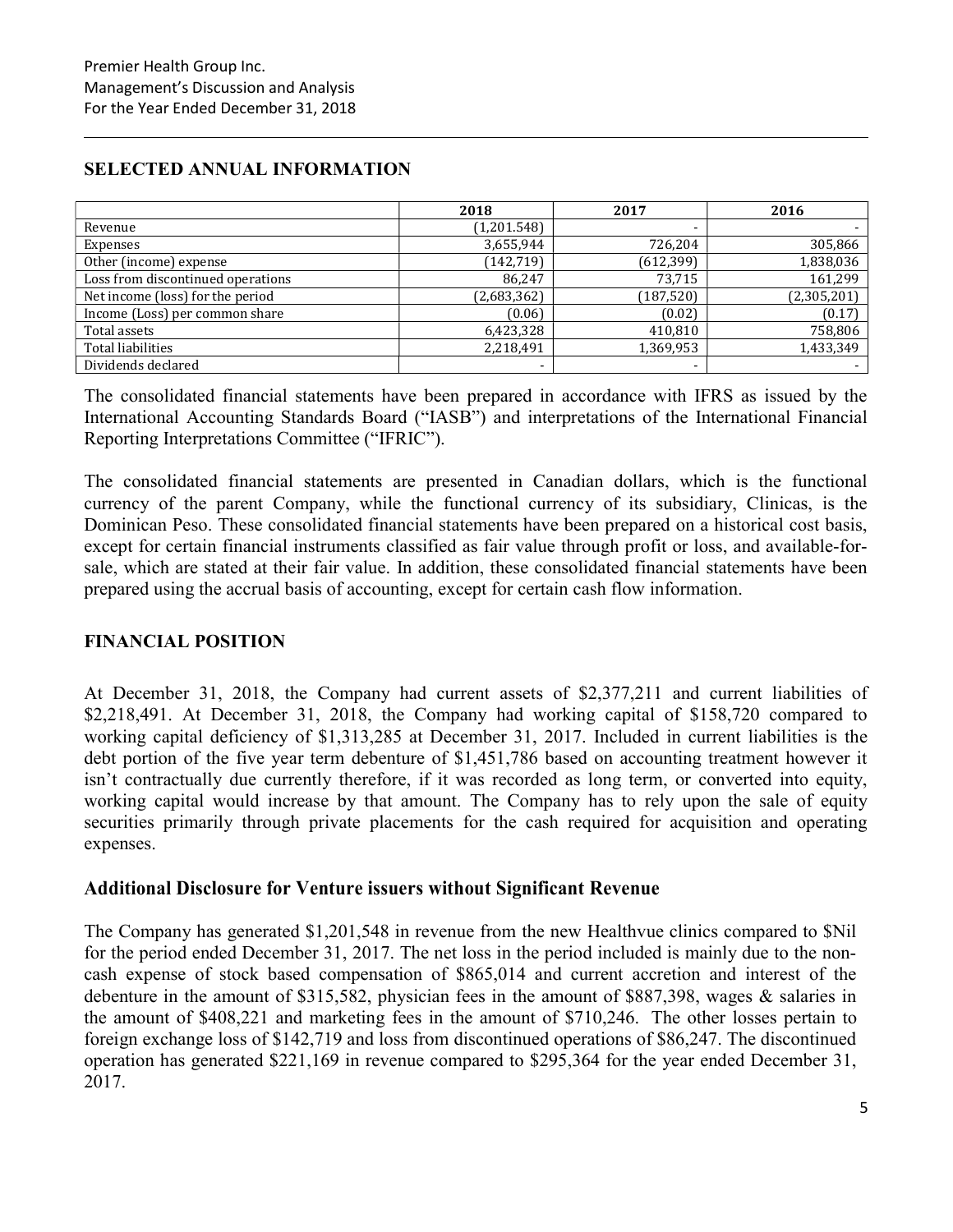## SELECTED ANNUAL INFORMATION

| | 2018 | 2017 | 2016 |
|---|---|---|---|
| Revenue | (1,201.548) | - | - |
| Expenses | 3,655,944 | 726,204 | 305,866 |
| Other (income) expense | (142,719) | (612,399) | 1,838,036 |
| Loss from discontinued operations | 86,247 | 73,715 | 161,299 |
| Net income (loss) for the period | (2,683,362) | (187,520) | (2,305,201) |
| Income (Loss) per common share | (0.06) | (0.02) | (0.17) |
| Total assets | 6,423,328 | 410,810 | 758,806 |
| Total liabilities | 2,218,491 | 1,369,953 | 1,433,349 |
| Dividends declared | - | - | - |

The consolidated financial statements have been prepared in accordance with IFRS as issued by the International Accounting Standards Board ("IASB") and interpretations of the International Financial Reporting Interpretations Committee ("IFRIC").

The consolidated financial statements are presented in Canadian dollars, which is the functional currency of the parent Company, while the functional currency of its subsidiary, Clinicas, is the Dominican Peso. These consolidated financial statements have been prepared on a historical cost basis, except for certain financial instruments classified as fair value through profit or loss, and available-for-sale, which are stated at their fair value. In addition, these consolidated financial statements have been prepared using the accrual basis of accounting, except for certain cash flow information.

## FINANCIAL POSITION

At December 31, 2018, the Company had current assets of $2,377,211 and current liabilities of $2,218,491. At December 31, 2018, the Company had working capital of $158,720 compared to working capital deficiency of $1,313,285 at December 31, 2017. Included in current liabilities is the debt portion of the five year term debenture of $1,451,786 based on accounting treatment however it isn't contractually due currently therefore, if it was recorded as long term, or converted into equity, working capital would increase by that amount. The Company has to rely upon the sale of equity securities primarily through private placements for the cash required for acquisition and operating expenses.

### Additional Disclosure for Venture issuers without Significant Revenue

The Company has generated $1,201,548 in revenue from the new Healthvue clinics compared to $Nil for the period ended December 31, 2017. The net loss in the period included is mainly due to the non-cash expense of stock based compensation of $865,014 and current accretion and interest of the debenture in the amount of $315,582, physician fees in the amount of $887,398, wages & salaries in the amount of $408,221 and marketing fees in the amount of $710,246. The other losses pertain to foreign exchange loss of $142,719 and loss from discontinued operations of $86,247. The discontinued operation has generated $221,169 in revenue compared to $295,364 for the year ended December 31, 2017.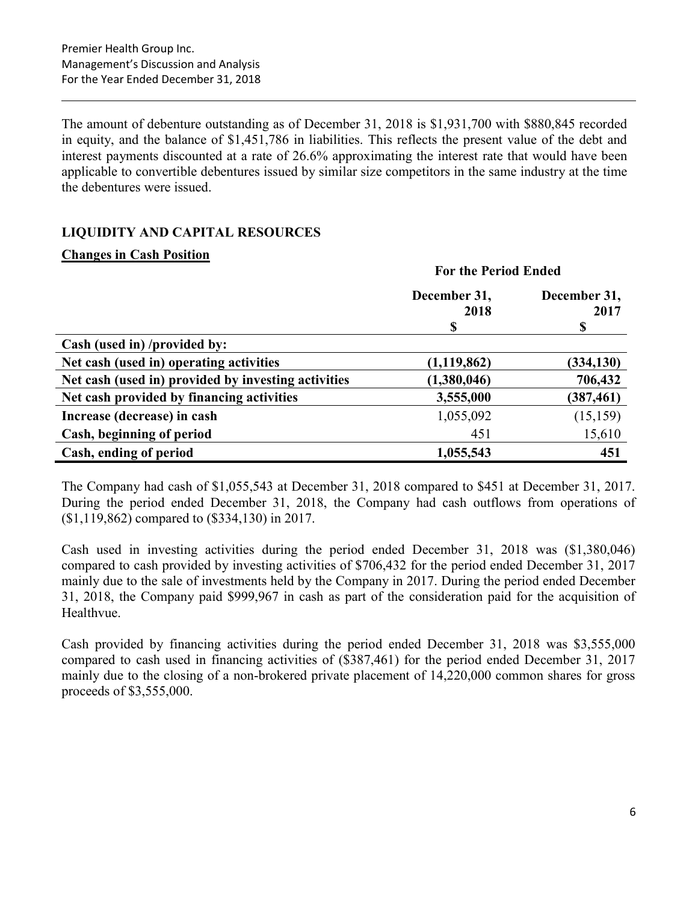The amount of debenture outstanding as of December 31, 2018 is $1,931,700 with $880,845 recorded in equity, and the balance of $1,451,786 in liabilities. This reflects the present value of the debt and interest payments discounted at a rate of 26.6% approximating the interest rate that would have been applicable to convertible debentures issued by similar size competitors in the same industry at the time the debentures were issued.

## LIQUIDITY AND CAPITAL RESOURCES

### Changes in Cash Position

| | For the Period Ended | |
|---|---|---|
| | **December 31, 2018** | **December 31, 2017** |
| | **$** | **$** |
| **Cash (used in) /provided by:** | | |
| **Net cash (used in) operating activities** | **(1,119,862)** | **(334,130)** |
| **Net cash (used in) provided by investing activities** | **(1,380,046)** | **706,432** |
| **Net cash provided by financing activities** | **3,555,000** | **(387,461)** |
| **Increase (decrease) in cash** | 1,055,092 | (15,159) |
| **Cash, beginning of period** | 451 | 15,610 |
| **Cash, ending of period** | **1,055,543** | **451** |

The Company had cash of $1,055,543 at December 31, 2018 compared to $451 at December 31, 2017. During the period ended December 31, 2018, the Company had cash outflows from operations of ($1,119,862) compared to ($334,130) in 2017.

Cash used in investing activities during the period ended December 31, 2018 was ($1,380,046) compared to cash provided by investing activities of $706,432 for the period ended December 31, 2017 mainly due to the sale of investments held by the Company in 2017. During the period ended December 31, 2018, the Company paid $999,967 in cash as part of the consideration paid for the acquisition of Healthvue.

Cash provided by financing activities during the period ended December 31, 2018 was $3,555,000 compared to cash used in financing activities of ($387,461) for the period ended December 31, 2017 mainly due to the closing of a non-brokered private placement of 14,220,000 common shares for gross proceeds of $3,555,000.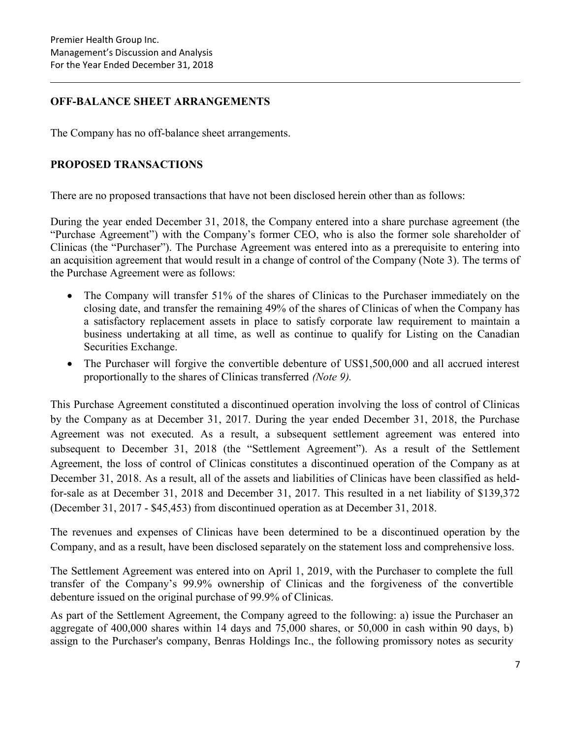## OFF-BALANCE SHEET ARRANGEMENTS

The Company has no off-balance sheet arrangements.

## PROPOSED TRANSACTIONS

There are no proposed transactions that have not been disclosed herein other than as follows:

During the year ended December 31, 2018, the Company entered into a share purchase agreement (the "Purchase Agreement") with the Company's former CEO, who is also the former sole shareholder of Clinicas (the "Purchaser"). The Purchase Agreement was entered into as a prerequisite to entering into an acquisition agreement that would result in a change of control of the Company (Note 3). The terms of the Purchase Agreement were as follows:

- The Company will transfer 51% of the shares of Clinicas to the Purchaser immediately on the closing date, and transfer the remaining 49% of the shares of Clinicas of when the Company has a satisfactory replacement assets in place to satisfy corporate law requirement to maintain a business undertaking at all time, as well as continue to qualify for Listing on the Canadian Securities Exchange.
- The Purchaser will forgive the convertible debenture of US$1,500,000 and all accrued interest proportionally to the shares of Clinicas transferred *(Note 9).*

This Purchase Agreement constituted a discontinued operation involving the loss of control of Clinicas by the Company as at December 31, 2017. During the year ended December 31, 2018, the Purchase Agreement was not executed. As a result, a subsequent settlement agreement was entered into subsequent to December 31, 2018 (the "Settlement Agreement"). As a result of the Settlement Agreement, the loss of control of Clinicas constitutes a discontinued operation of the Company as at December 31, 2018. As a result, all of the assets and liabilities of Clinicas have been classified as held-for-sale as at December 31, 2018 and December 31, 2017. This resulted in a net liability of $139,372 (December 31, 2017 - $45,453) from discontinued operation as at December 31, 2018.

The revenues and expenses of Clinicas have been determined to be a discontinued operation by the Company, and as a result, have been disclosed separately on the statement loss and comprehensive loss.

The Settlement Agreement was entered into on April 1, 2019, with the Purchaser to complete the full transfer of the Company's 99.9% ownership of Clinicas and the forgiveness of the convertible debenture issued on the original purchase of 99.9% of Clinicas.

As part of the Settlement Agreement, the Company agreed to the following: a) issue the Purchaser an aggregate of 400,000 shares within 14 days and 75,000 shares, or 50,000 in cash within 90 days, b) assign to the Purchaser's company, Benras Holdings Inc., the following promissory notes as security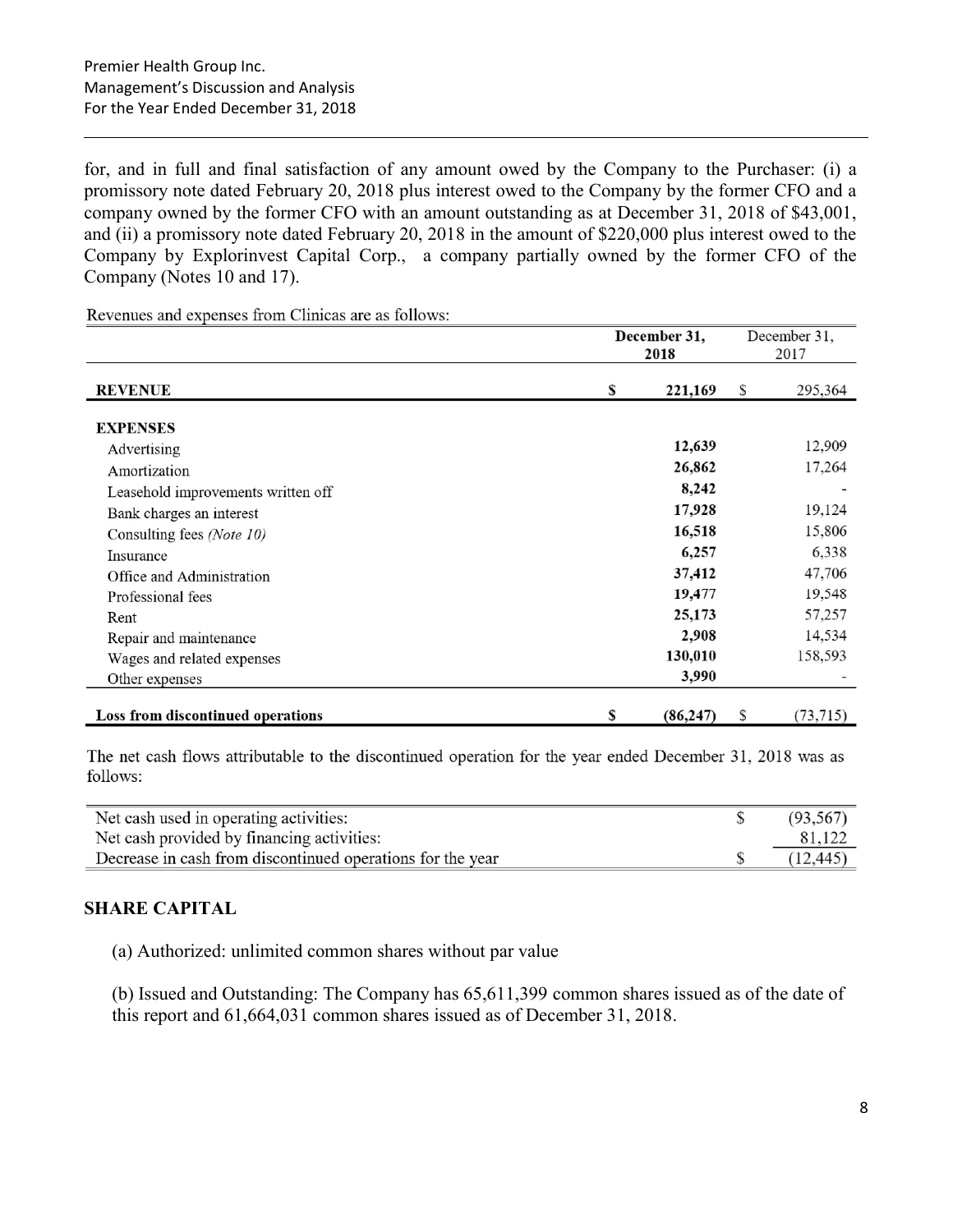for, and in full and final satisfaction of any amount owed by the Company to the Purchaser: (i) a promissory note dated February 20, 2018 plus interest owed to the Company by the former CFO and a company owned by the former CFO with an amount outstanding as at December 31, 2018 of $43,001, and (ii) a promissory note dated February 20, 2018 in the amount of $220,000 plus interest owed to the Company by Explorinvest Capital Corp., a company partially owned by the former CFO of the Company (Notes 10 and 17).

Revenues and expenses from Clinicas are as follows:

| | December 31, 2018 | December 31, 2017 |
|---|---|---|
| **REVENUE** | **$ 221,169** | $ 295,364 |
| **EXPENSES** | | |
| Advertising | **12,639** | 12,909 |
| Amortization | **26,862** | 17,264 |
| Leasehold improvements written off | **8,242** | - |
| Bank charges an interest | **17,928** | 19,124 |
| Consulting fees *(Note 10)* | **16,518** | 15,806 |
| Insurance | **6,257** | 6,338 |
| Office and Administration | **37,412** | 47,706 |
| Professional fees | **19,477** | 19,548 |
| Rent | **25,173** | 57,257 |
| Repair and maintenance | **2,908** | 14,534 |
| Wages and related expenses | **130,010** | 158,593 |
| Other expenses | **3,990** | - |
| **Loss from discontinued operations** | **$ (86,247)** | $ (73,715) |

The net cash flows attributable to the discontinued operation for the year ended December 31, 2018 was as follows:

| | |
|---|---|
| Net cash used in operating activities: | $ (93,567) |
| Net cash provided by financing activities: | 81,122 |
| Decrease in cash from discontinued operations for the year | $ (12,445) |

## SHARE CAPITAL

(a) Authorized: unlimited common shares without par value

(b) Issued and Outstanding: The Company has 65,611,399 common shares issued as of the date of this report and 61,664,031 common shares issued as of December 31, 2018.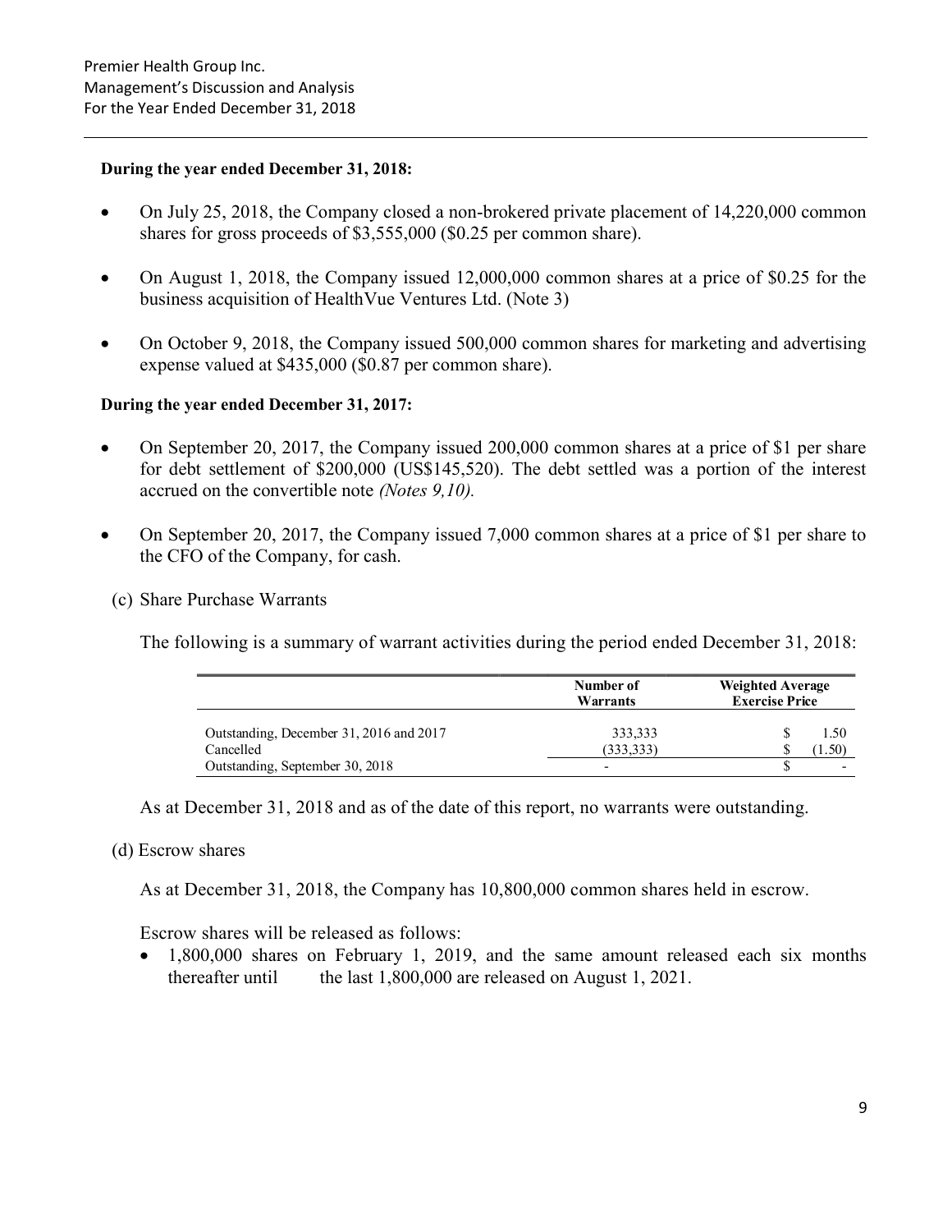**During the year ended December 31, 2018:**

- On July 25, 2018, the Company closed a non-brokered private placement of 14,220,000 common shares for gross proceeds of $3,555,000 ($0.25 per common share).
- On August 1, 2018, the Company issued 12,000,000 common shares at a price of $0.25 for the business acquisition of HealthVue Ventures Ltd. (Note 3)
- On October 9, 2018, the Company issued 500,000 common shares for marketing and advertising expense valued at $435,000 ($0.87 per common share).

**During the year ended December 31, 2017:**

- On September 20, 2017, the Company issued 200,000 common shares at a price of $1 per share for debt settlement of $200,000 (US$145,520). The debt settled was a portion of the interest accrued on the convertible note *(Notes 9,10).*
- On September 20, 2017, the Company issued 7,000 common shares at a price of $1 per share to the CFO of the Company, for cash.

(c) Share Purchase Warrants

The following is a summary of warrant activities during the period ended December 31, 2018:

| | Number of Warrants | Weighted Average Exercise Price |
|---|---|---|
| Outstanding, December 31, 2016 and 2017 | 333,333 | $ 1.50 |
| Cancelled | (333,333) | $ (1.50) |
| Outstanding, September 30, 2018 | - | $ - |

As at December 31, 2018 and as of the date of this report, no warrants were outstanding.

(d) Escrow shares

As at December 31, 2018, the Company has 10,800,000 common shares held in escrow.

Escrow shares will be released as follows:

- 1,800,000 shares on February 1, 2019, and the same amount released each six months thereafter until the last 1,800,000 are released on August 1, 2021.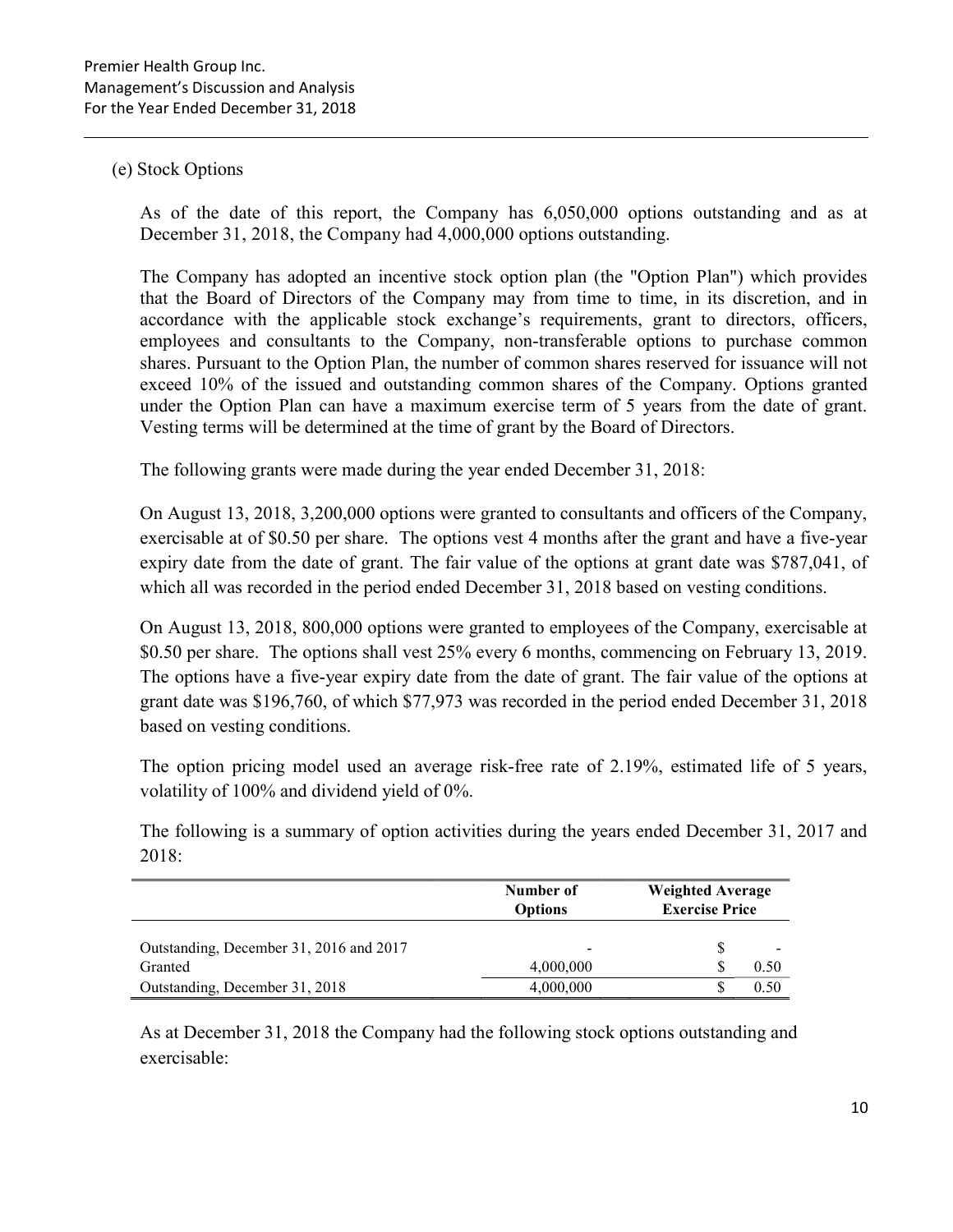(e) Stock Options

As of the date of this report, the Company has 6,050,000 options outstanding and as at December 31, 2018, the Company had 4,000,000 options outstanding.

The Company has adopted an incentive stock option plan (the "Option Plan") which provides that the Board of Directors of the Company may from time to time, in its discretion, and in accordance with the applicable stock exchange's requirements, grant to directors, officers, employees and consultants to the Company, non-transferable options to purchase common shares. Pursuant to the Option Plan, the number of common shares reserved for issuance will not exceed 10% of the issued and outstanding common shares of the Company. Options granted under the Option Plan can have a maximum exercise term of 5 years from the date of grant. Vesting terms will be determined at the time of grant by the Board of Directors.

The following grants were made during the year ended December 31, 2018:

On August 13, 2018, 3,200,000 options were granted to consultants and officers of the Company, exercisable at of $0.50 per share. The options vest 4 months after the grant and have a five-year expiry date from the date of grant. The fair value of the options at grant date was $787,041, of which all was recorded in the period ended December 31, 2018 based on vesting conditions.

On August 13, 2018, 800,000 options were granted to employees of the Company, exercisable at $0.50 per share. The options shall vest 25% every 6 months, commencing on February 13, 2019. The options have a five-year expiry date from the date of grant. The fair value of the options at grant date was $196,760, of which $77,973 was recorded in the period ended December 31, 2018 based on vesting conditions.

The option pricing model used an average risk-free rate of 2.19%, estimated life of 5 years, volatility of 100% and dividend yield of 0%.

The following is a summary of option activities during the years ended December 31, 2017 and 2018:

| | Number of Options | Weighted Average Exercise Price |
|---|---|---|
| Outstanding, December 31, 2016 and 2017 | - | $ - |
| Granted | 4,000,000 | $ 0.50 |
| Outstanding, December 31, 2018 | 4,000,000 | $ 0.50 |

As at December 31, 2018 the Company had the following stock options outstanding and exercisable: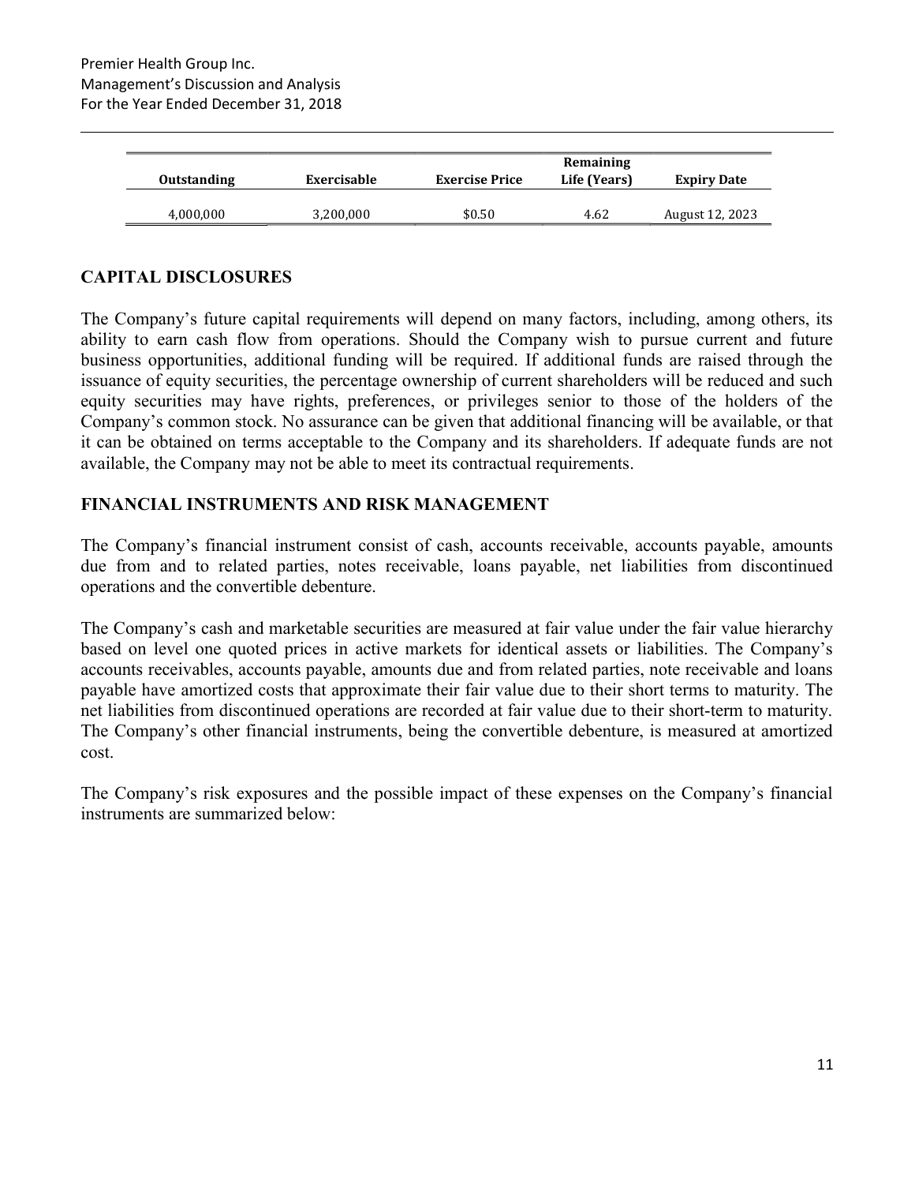| Outstanding | Exercisable | Exercise Price | Remaining Life (Years) | Expiry Date |
|---|---|---|---|---|
| 4,000,000 | 3,200,000 | $0.50 | 4.62 | August 12, 2023 |

## CAPITAL DISCLOSURES

The Company's future capital requirements will depend on many factors, including, among others, its ability to earn cash flow from operations. Should the Company wish to pursue current and future business opportunities, additional funding will be required. If additional funds are raised through the issuance of equity securities, the percentage ownership of current shareholders will be reduced and such equity securities may have rights, preferences, or privileges senior to those of the holders of the Company's common stock. No assurance can be given that additional financing will be available, or that it can be obtained on terms acceptable to the Company and its shareholders. If adequate funds are not available, the Company may not be able to meet its contractual requirements.

## FINANCIAL INSTRUMENTS AND RISK MANAGEMENT

The Company's financial instrument consist of cash, accounts receivable, accounts payable, amounts due from and to related parties, notes receivable, loans payable, net liabilities from discontinued operations and the convertible debenture.

The Company's cash and marketable securities are measured at fair value under the fair value hierarchy based on level one quoted prices in active markets for identical assets or liabilities. The Company's accounts receivables, accounts payable, amounts due and from related parties, note receivable and loans payable have amortized costs that approximate their fair value due to their short terms to maturity. The net liabilities from discontinued operations are recorded at fair value due to their short-term to maturity. The Company's other financial instruments, being the convertible debenture, is measured at amortized cost.

The Company's risk exposures and the possible impact of these expenses on the Company's financial instruments are summarized below: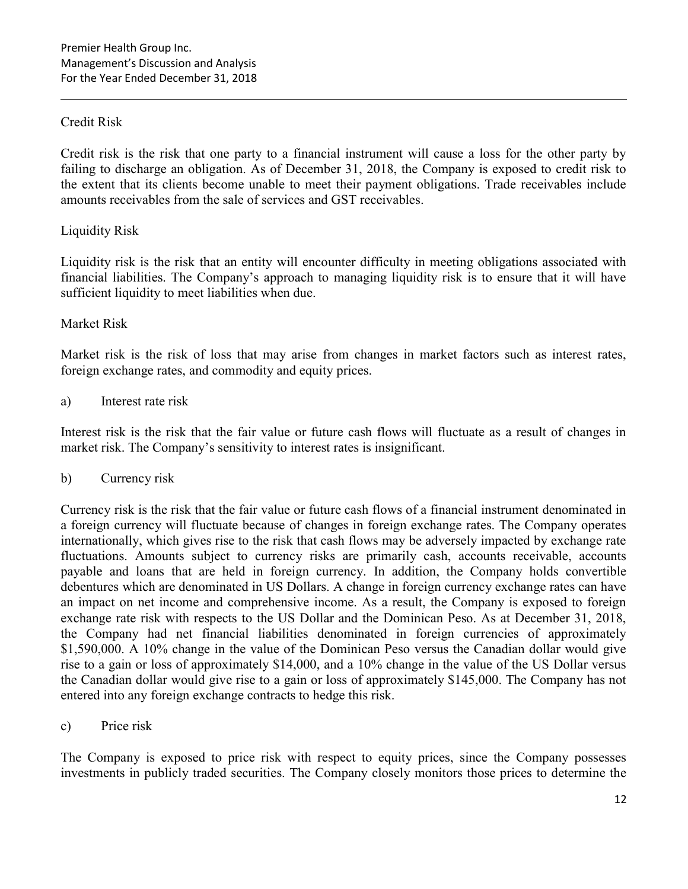Credit Risk

Credit risk is the risk that one party to a financial instrument will cause a loss for the other party by failing to discharge an obligation. As of December 31, 2018, the Company is exposed to credit risk to the extent that its clients become unable to meet their payment obligations. Trade receivables include amounts receivables from the sale of services and GST receivables.

Liquidity Risk

Liquidity risk is the risk that an entity will encounter difficulty in meeting obligations associated with financial liabilities. The Company's approach to managing liquidity risk is to ensure that it will have sufficient liquidity to meet liabilities when due.

Market Risk

Market risk is the risk of loss that may arise from changes in market factors such as interest rates, foreign exchange rates, and commodity and equity prices.

a) Interest rate risk

Interest risk is the risk that the fair value or future cash flows will fluctuate as a result of changes in market risk. The Company's sensitivity to interest rates is insignificant.

b) Currency risk

Currency risk is the risk that the fair value or future cash flows of a financial instrument denominated in a foreign currency will fluctuate because of changes in foreign exchange rates. The Company operates internationally, which gives rise to the risk that cash flows may be adversely impacted by exchange rate fluctuations. Amounts subject to currency risks are primarily cash, accounts receivable, accounts payable and loans that are held in foreign currency. In addition, the Company holds convertible debentures which are denominated in US Dollars. A change in foreign currency exchange rates can have an impact on net income and comprehensive income. As a result, the Company is exposed to foreign exchange rate risk with respects to the US Dollar and the Dominican Peso. As at December 31, 2018, the Company had net financial liabilities denominated in foreign currencies of approximately $1,590,000. A 10% change in the value of the Dominican Peso versus the Canadian dollar would give rise to a gain or loss of approximately $14,000, and a 10% change in the value of the US Dollar versus the Canadian dollar would give rise to a gain or loss of approximately $145,000. The Company has not entered into any foreign exchange contracts to hedge this risk.

c) Price risk

The Company is exposed to price risk with respect to equity prices, since the Company possesses investments in publicly traded securities. The Company closely monitors those prices to determine the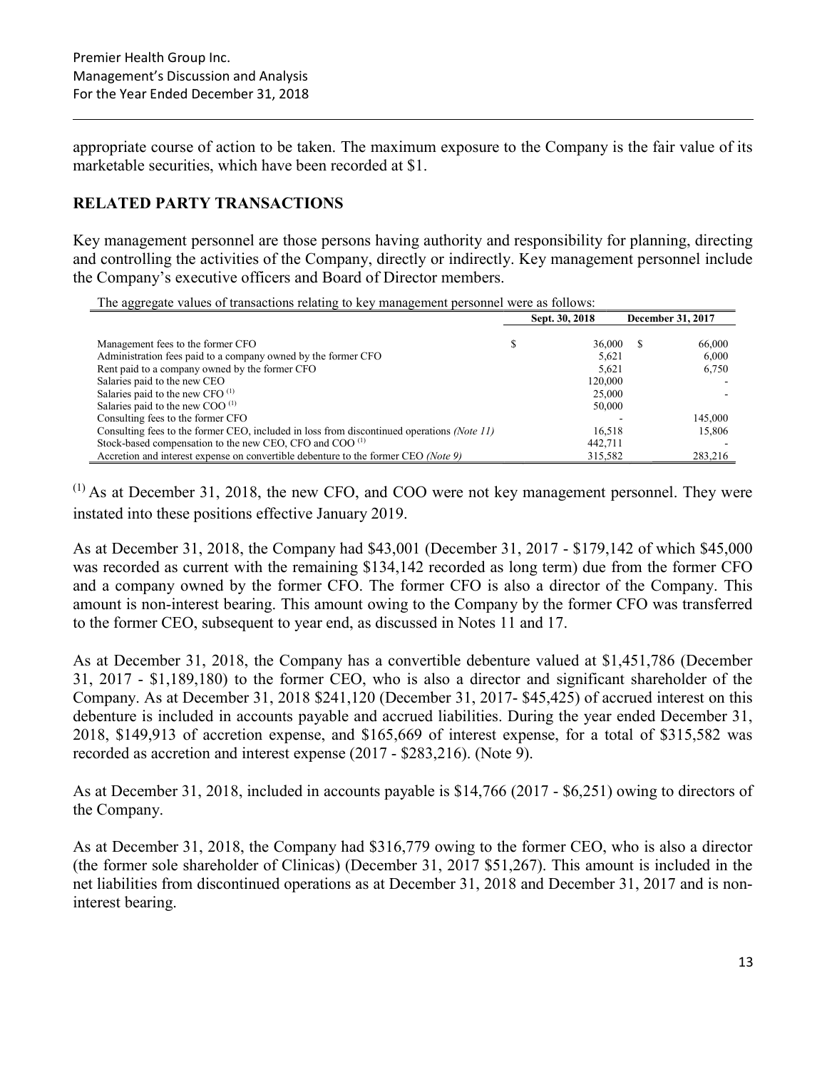appropriate course of action to be taken. The maximum exposure to the Company is the fair value of its marketable securities, which have been recorded at $1.

## RELATED PARTY TRANSACTIONS

Key management personnel are those persons having authority and responsibility for planning, directing and controlling the activities of the Company, directly or indirectly. Key management personnel include the Company's executive officers and Board of Director members.

The aggregate values of transactions relating to key management personnel were as follows:

| | Sept. 30, 2018 | December 31, 2017 |
|---|---|---|
| Management fees to the former CFO | $ 36,000 | $ 66,000 |
| Administration fees paid to a company owned by the former CFO | 5,621 | 6,000 |
| Rent paid to a company owned by the former CFO | 5,621 | 6,750 |
| Salaries paid to the new CEO | 120,000 | - |
| Salaries paid to the new CFO (1) | 25,000 | - |
| Salaries paid to the new COO (1) | 50,000 | |
| Consulting fees to the former CFO | - | 145,000 |
| Consulting fees to the former CEO, included in loss from discontinued operations *(Note 11)* | 16,518 | 15,806 |
| Stock-based compensation to the new CEO, CFO and COO (1) | 442,711 | - |
| Accretion and interest expense on convertible debenture to the former CEO *(Note 9)* | 315,582 | 283,216 |

(1) As at December 31, 2018, the new CFO, and COO were not key management personnel. They were instated into these positions effective January 2019.

As at December 31, 2018, the Company had $43,001 (December 31, 2017 - $179,142 of which $45,000 was recorded as current with the remaining $134,142 recorded as long term) due from the former CFO and a company owned by the former CFO. The former CFO is also a director of the Company. This amount is non-interest bearing. This amount owing to the Company by the former CFO was transferred to the former CEO, subsequent to year end, as discussed in Notes 11 and 17.

As at December 31, 2018, the Company has a convertible debenture valued at $1,451,786 (December 31, 2017 - $1,189,180) to the former CEO, who is also a director and significant shareholder of the Company. As at December 31, 2018 $241,120 (December 31, 2017- $45,425) of accrued interest on this debenture is included in accounts payable and accrued liabilities. During the year ended December 31, 2018, $149,913 of accretion expense, and $165,669 of interest expense, for a total of $315,582 was recorded as accretion and interest expense (2017 - $283,216). (Note 9).

As at December 31, 2018, included in accounts payable is $14,766 (2017 - $6,251) owing to directors of the Company.

As at December 31, 2018, the Company had $316,779 owing to the former CEO, who is also a director (the former sole shareholder of Clinicas) (December 31, 2017 $51,267). This amount is included in the net liabilities from discontinued operations as at December 31, 2018 and December 31, 2017 and is non-interest bearing.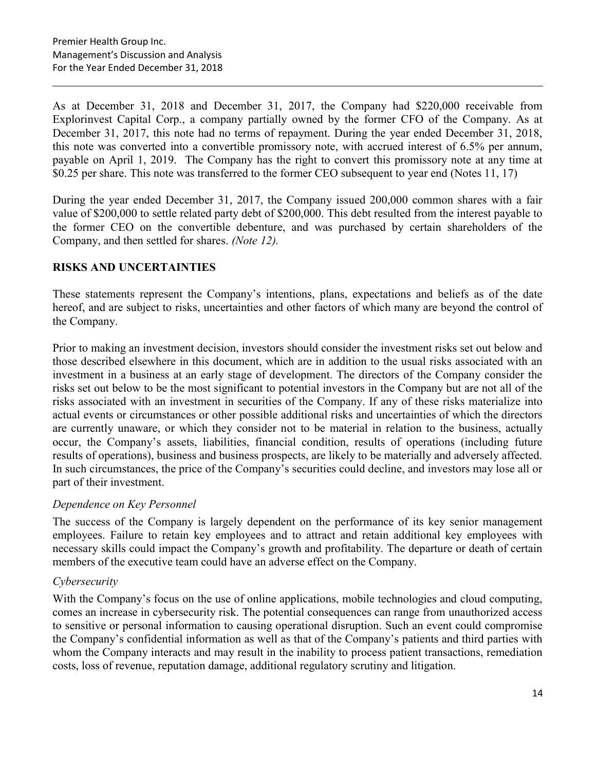As at December 31, 2018 and December 31, 2017, the Company had $220,000 receivable from Explorinvest Capital Corp., a company partially owned by the former CFO of the Company. As at December 31, 2017, this note had no terms of repayment. During the year ended December 31, 2018, this note was converted into a convertible promissory note, with accrued interest of 6.5% per annum, payable on April 1, 2019. The Company has the right to convert this promissory note at any time at $0.25 per share. This note was transferred to the former CEO subsequent to year end (Notes 11, 17)

During the year ended December 31, 2017, the Company issued 200,000 common shares with a fair value of $200,000 to settle related party debt of $200,000. This debt resulted from the interest payable to the former CEO on the convertible debenture, and was purchased by certain shareholders of the Company, and then settled for shares. *(Note 12).*

## RISKS AND UNCERTAINTIES

These statements represent the Company's intentions, plans, expectations and beliefs as of the date hereof, and are subject to risks, uncertainties and other factors of which many are beyond the control of the Company.

Prior to making an investment decision, investors should consider the investment risks set out below and those described elsewhere in this document, which are in addition to the usual risks associated with an investment in a business at an early stage of development. The directors of the Company consider the risks set out below to be the most significant to potential investors in the Company but are not all of the risks associated with an investment in securities of the Company. If any of these risks materialize into actual events or circumstances or other possible additional risks and uncertainties of which the directors are currently unaware, or which they consider not to be material in relation to the business, actually occur, the Company's assets, liabilities, financial condition, results of operations (including future results of operations), business and business prospects, are likely to be materially and adversely affected. In such circumstances, the price of the Company's securities could decline, and investors may lose all or part of their investment.

### *Dependence on Key Personnel*

The success of the Company is largely dependent on the performance of its key senior management employees. Failure to retain key employees and to attract and retain additional key employees with necessary skills could impact the Company's growth and profitability. The departure or death of certain members of the executive team could have an adverse effect on the Company.

### *Cybersecurity*

With the Company's focus on the use of online applications, mobile technologies and cloud computing, comes an increase in cybersecurity risk. The potential consequences can range from unauthorized access to sensitive or personal information to causing operational disruption. Such an event could compromise the Company's confidential information as well as that of the Company's patients and third parties with whom the Company interacts and may result in the inability to process patient transactions, remediation costs, loss of revenue, reputation damage, additional regulatory scrutiny and litigation.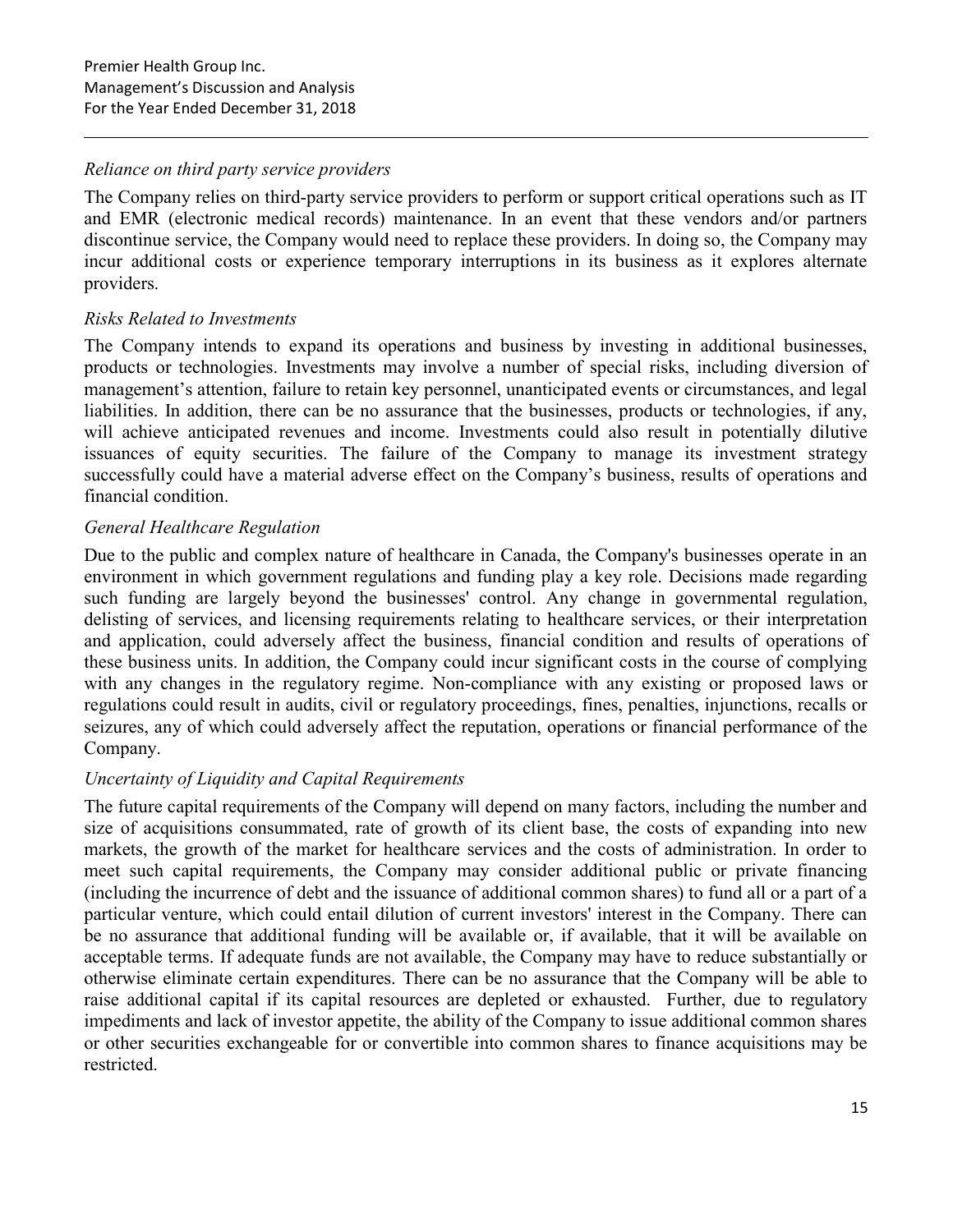*Reliance on third party service providers*

The Company relies on third-party service providers to perform or support critical operations such as IT and EMR (electronic medical records) maintenance. In an event that these vendors and/or partners discontinue service, the Company would need to replace these providers. In doing so, the Company may incur additional costs or experience temporary interruptions in its business as it explores alternate providers.

*Risks Related to Investments*

The Company intends to expand its operations and business by investing in additional businesses, products or technologies. Investments may involve a number of special risks, including diversion of management's attention, failure to retain key personnel, unanticipated events or circumstances, and legal liabilities. In addition, there can be no assurance that the businesses, products or technologies, if any, will achieve anticipated revenues and income. Investments could also result in potentially dilutive issuances of equity securities. The failure of the Company to manage its investment strategy successfully could have a material adverse effect on the Company's business, results of operations and financial condition.

*General Healthcare Regulation*

Due to the public and complex nature of healthcare in Canada, the Company's businesses operate in an environment in which government regulations and funding play a key role. Decisions made regarding such funding are largely beyond the businesses' control. Any change in governmental regulation, delisting of services, and licensing requirements relating to healthcare services, or their interpretation and application, could adversely affect the business, financial condition and results of operations of these business units. In addition, the Company could incur significant costs in the course of complying with any changes in the regulatory regime. Non-compliance with any existing or proposed laws or regulations could result in audits, civil or regulatory proceedings, fines, penalties, injunctions, recalls or seizures, any of which could adversely affect the reputation, operations or financial performance of the Company.

*Uncertainty of Liquidity and Capital Requirements*

The future capital requirements of the Company will depend on many factors, including the number and size of acquisitions consummated, rate of growth of its client base, the costs of expanding into new markets, the growth of the market for healthcare services and the costs of administration. In order to meet such capital requirements, the Company may consider additional public or private financing (including the incurrence of debt and the issuance of additional common shares) to fund all or a part of a particular venture, which could entail dilution of current investors' interest in the Company. There can be no assurance that additional funding will be available or, if available, that it will be available on acceptable terms. If adequate funds are not available, the Company may have to reduce substantially or otherwise eliminate certain expenditures. There can be no assurance that the Company will be able to raise additional capital if its capital resources are depleted or exhausted. Further, due to regulatory impediments and lack of investor appetite, the ability of the Company to issue additional common shares or other securities exchangeable for or convertible into common shares to finance acquisitions may be restricted.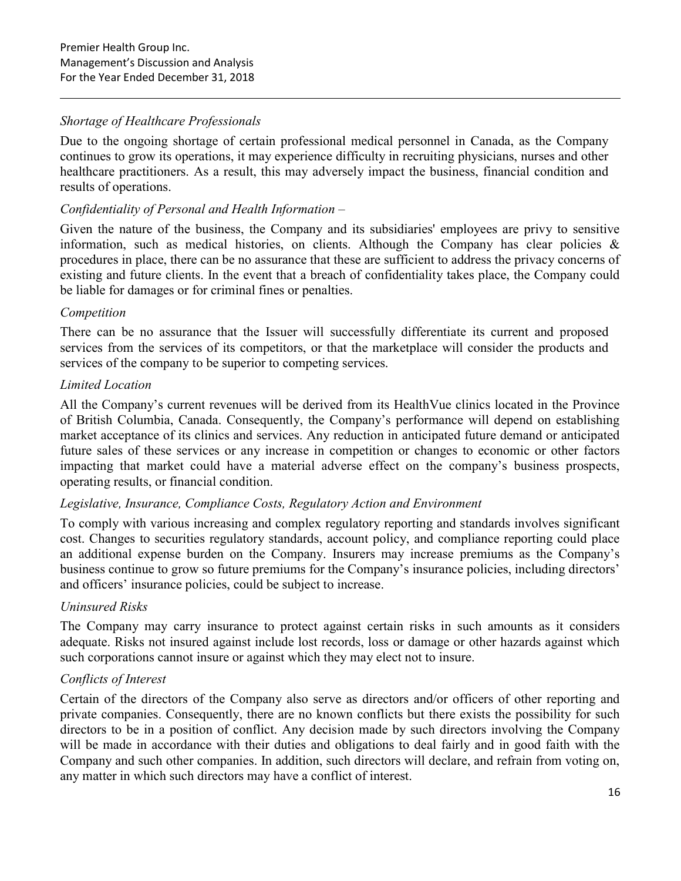*Shortage of Healthcare Professionals*

Due to the ongoing shortage of certain professional medical personnel in Canada, as the Company continues to grow its operations, it may experience difficulty in recruiting physicians, nurses and other healthcare practitioners. As a result, this may adversely impact the business, financial condition and results of operations.

*Confidentiality of Personal and Health Information –*

Given the nature of the business, the Company and its subsidiaries' employees are privy to sensitive information, such as medical histories, on clients. Although the Company has clear policies & procedures in place, there can be no assurance that these are sufficient to address the privacy concerns of existing and future clients. In the event that a breach of confidentiality takes place, the Company could be liable for damages or for criminal fines or penalties.

*Competition*

There can be no assurance that the Issuer will successfully differentiate its current and proposed services from the services of its competitors, or that the marketplace will consider the products and services of the company to be superior to competing services.

*Limited Location*

All the Company's current revenues will be derived from its HealthVue clinics located in the Province of British Columbia, Canada. Consequently, the Company's performance will depend on establishing market acceptance of its clinics and services. Any reduction in anticipated future demand or anticipated future sales of these services or any increase in competition or changes to economic or other factors impacting that market could have a material adverse effect on the company's business prospects, operating results, or financial condition.

*Legislative, Insurance, Compliance Costs, Regulatory Action and Environment*

To comply with various increasing and complex regulatory reporting and standards involves significant cost. Changes to securities regulatory standards, account policy, and compliance reporting could place an additional expense burden on the Company. Insurers may increase premiums as the Company's business continue to grow so future premiums for the Company's insurance policies, including directors' and officers' insurance policies, could be subject to increase.

*Uninsured Risks*

The Company may carry insurance to protect against certain risks in such amounts as it considers adequate. Risks not insured against include lost records, loss or damage or other hazards against which such corporations cannot insure or against which they may elect not to insure.

*Conflicts of Interest*

Certain of the directors of the Company also serve as directors and/or officers of other reporting and private companies. Consequently, there are no known conflicts but there exists the possibility for such directors to be in a position of conflict. Any decision made by such directors involving the Company will be made in accordance with their duties and obligations to deal fairly and in good faith with the Company and such other companies. In addition, such directors will declare, and refrain from voting on, any matter in which such directors may have a conflict of interest.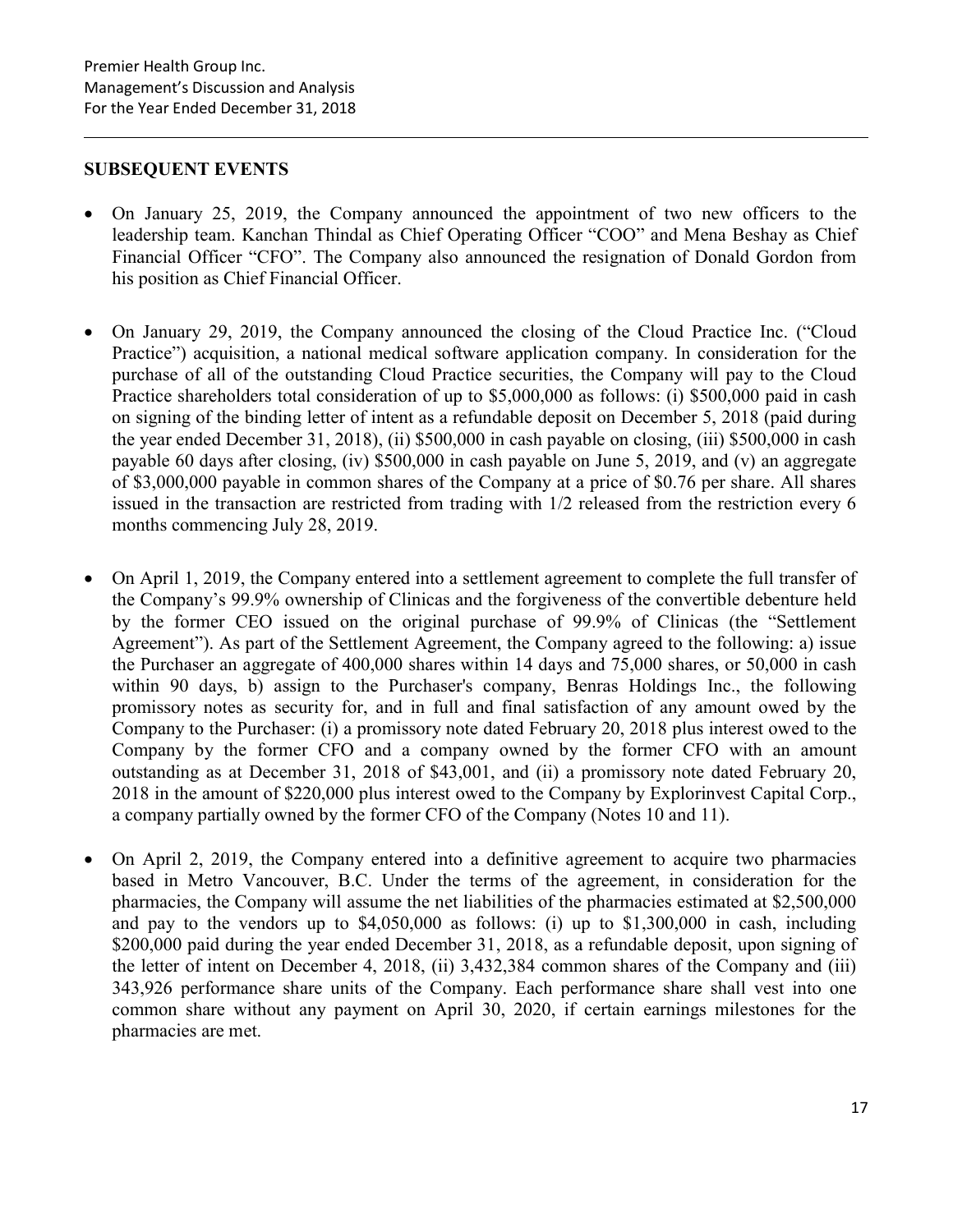## SUBSEQUENT EVENTS

- On January 25, 2019, the Company announced the appointment of two new officers to the leadership team. Kanchan Thindal as Chief Operating Officer "COO" and Mena Beshay as Chief Financial Officer "CFO". The Company also announced the resignation of Donald Gordon from his position as Chief Financial Officer.

- On January 29, 2019, the Company announced the closing of the Cloud Practice Inc. ("Cloud Practice") acquisition, a national medical software application company. In consideration for the purchase of all of the outstanding Cloud Practice securities, the Company will pay to the Cloud Practice shareholders total consideration of up to $5,000,000 as follows: (i) $500,000 paid in cash on signing of the binding letter of intent as a refundable deposit on December 5, 2018 (paid during the year ended December 31, 2018), (ii) $500,000 in cash payable on closing, (iii) $500,000 in cash payable 60 days after closing, (iv) $500,000 in cash payable on June 5, 2019, and (v) an aggregate of $3,000,000 payable in common shares of the Company at a price of $0.76 per share. All shares issued in the transaction are restricted from trading with 1/2 released from the restriction every 6 months commencing July 28, 2019.

- On April 1, 2019, the Company entered into a settlement agreement to complete the full transfer of the Company's 99.9% ownership of Clinicas and the forgiveness of the convertible debenture held by the former CEO issued on the original purchase of 99.9% of Clinicas (the "Settlement Agreement"). As part of the Settlement Agreement, the Company agreed to the following: a) issue the Purchaser an aggregate of 400,000 shares within 14 days and 75,000 shares, or 50,000 in cash within 90 days, b) assign to the Purchaser's company, Benras Holdings Inc., the following promissory notes as security for, and in full and final satisfaction of any amount owed by the Company to the Purchaser: (i) a promissory note dated February 20, 2018 plus interest owed to the Company by the former CFO and a company owned by the former CFO with an amount outstanding as at December 31, 2018 of $43,001, and (ii) a promissory note dated February 20, 2018 in the amount of $220,000 plus interest owed to the Company by Explorinvest Capital Corp., a company partially owned by the former CFO of the Company (Notes 10 and 11).

- On April 2, 2019, the Company entered into a definitive agreement to acquire two pharmacies based in Metro Vancouver, B.C. Under the terms of the agreement, in consideration for the pharmacies, the Company will assume the net liabilities of the pharmacies estimated at $2,500,000 and pay to the vendors up to $4,050,000 as follows: (i) up to $1,300,000 in cash, including $200,000 paid during the year ended December 31, 2018, as a refundable deposit, upon signing of the letter of intent on December 4, 2018, (ii) 3,432,384 common shares of the Company and (iii) 343,926 performance share units of the Company. Each performance share shall vest into one common share without any payment on April 30, 2020, if certain earnings milestones for the pharmacies are met.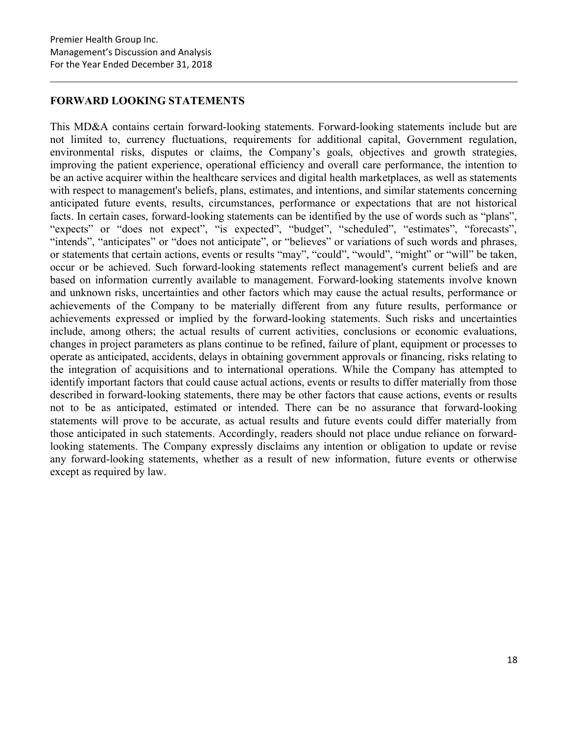## FORWARD LOOKING STATEMENTS

This MD&A contains certain forward-looking statements. Forward-looking statements include but are not limited to, currency fluctuations, requirements for additional capital, Government regulation, environmental risks, disputes or claims, the Company's goals, objectives and growth strategies, improving the patient experience, operational efficiency and overall care performance, the intention to be an active acquirer within the healthcare services and digital health marketplaces, as well as statements with respect to management's beliefs, plans, estimates, and intentions, and similar statements concerning anticipated future events, results, circumstances, performance or expectations that are not historical facts. In certain cases, forward-looking statements can be identified by the use of words such as "plans", "expects" or "does not expect", "is expected", "budget", "scheduled", "estimates", "forecasts", "intends", "anticipates" or "does not anticipate", or "believes" or variations of such words and phrases, or statements that certain actions, events or results "may", "could", "would", "might" or "will" be taken, occur or be achieved. Such forward-looking statements reflect management's current beliefs and are based on information currently available to management. Forward-looking statements involve known and unknown risks, uncertainties and other factors which may cause the actual results, performance or achievements of the Company to be materially different from any future results, performance or achievements expressed or implied by the forward-looking statements. Such risks and uncertainties include, among others; the actual results of current activities, conclusions or economic evaluations, changes in project parameters as plans continue to be refined, failure of plant, equipment or processes to operate as anticipated, accidents, delays in obtaining government approvals or financing, risks relating to the integration of acquisitions and to international operations. While the Company has attempted to identify important factors that could cause actual actions, events or results to differ materially from those described in forward-looking statements, there may be other factors that cause actions, events or results not to be as anticipated, estimated or intended. There can be no assurance that forward-looking statements will prove to be accurate, as actual results and future events could differ materially from those anticipated in such statements. Accordingly, readers should not place undue reliance on forward-looking statements. The Company expressly disclaims any intention or obligation to update or revise any forward-looking statements, whether as a result of new information, future events or otherwise except as required by law.